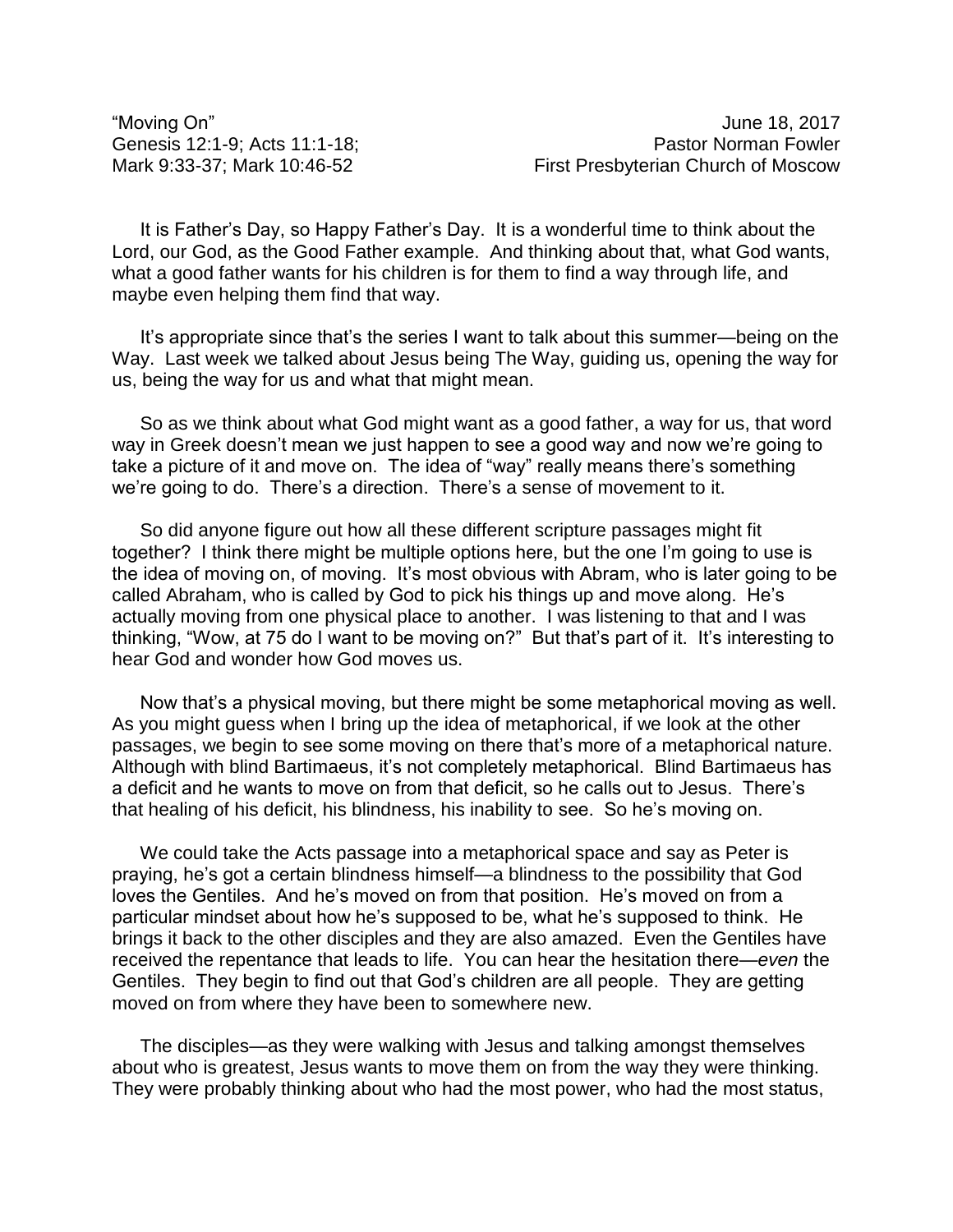“Moving On” June 18, 2017
Genesis 12:1-9; Acts 11:1-18; Pastor Norman Fowler
Mark 9:33-37; Mark 10:46-52 First Presbyterian Church of Moscow

It is Father’s Day, so Happy Father’s Day. It is a wonderful time to think about the Lord, our God, as the Good Father example. And thinking about that, what God wants, what a good father wants for his children is for them to find a way through life, and maybe even helping them find that way.

It’s appropriate since that’s the series I want to talk about this summer—being on the Way. Last week we talked about Jesus being The Way, guiding us, opening the way for us, being the way for us and what that might mean.

So as we think about what God might want as a good father, a way for us, that word way in Greek doesn’t mean we just happen to see a good way and now we’re going to take a picture of it and move on. The idea of “way” really means there’s something we’re going to do. There’s a direction. There’s a sense of movement to it.

So did anyone figure out how all these different scripture passages might fit together? I think there might be multiple options here, but the one I’m going to use is the idea of moving on, of moving. It’s most obvious with Abram, who is later going to be called Abraham, who is called by God to pick his things up and move along. He’s actually moving from one physical place to another. I was listening to that and I was thinking, “Wow, at 75 do I want to be moving on?” But that’s part of it. It’s interesting to hear God and wonder how God moves us.

Now that’s a physical moving, but there might be some metaphorical moving as well. As you might guess when I bring up the idea of metaphorical, if we look at the other passages, we begin to see some moving on there that’s more of a metaphorical nature. Although with blind Bartimaeus, it’s not completely metaphorical. Blind Bartimaeus has a deficit and he wants to move on from that deficit, so he calls out to Jesus. There’s that healing of his deficit, his blindness, his inability to see. So he’s moving on.

We could take the Acts passage into a metaphorical space and say as Peter is praying, he’s got a certain blindness himself—a blindness to the possibility that God loves the Gentiles. And he’s moved on from that position. He’s moved on from a particular mindset about how he’s supposed to be, what he’s supposed to think. He brings it back to the other disciples and they are also amazed. Even the Gentiles have received the repentance that leads to life. You can hear the hesitation there—*even* the Gentiles. They begin to find out that God’s children are all people. They are getting moved on from where they have been to somewhere new.

The disciples—as they were walking with Jesus and talking amongst themselves about who is greatest, Jesus wants to move them on from the way they were thinking. They were probably thinking about who had the most power, who had the most status,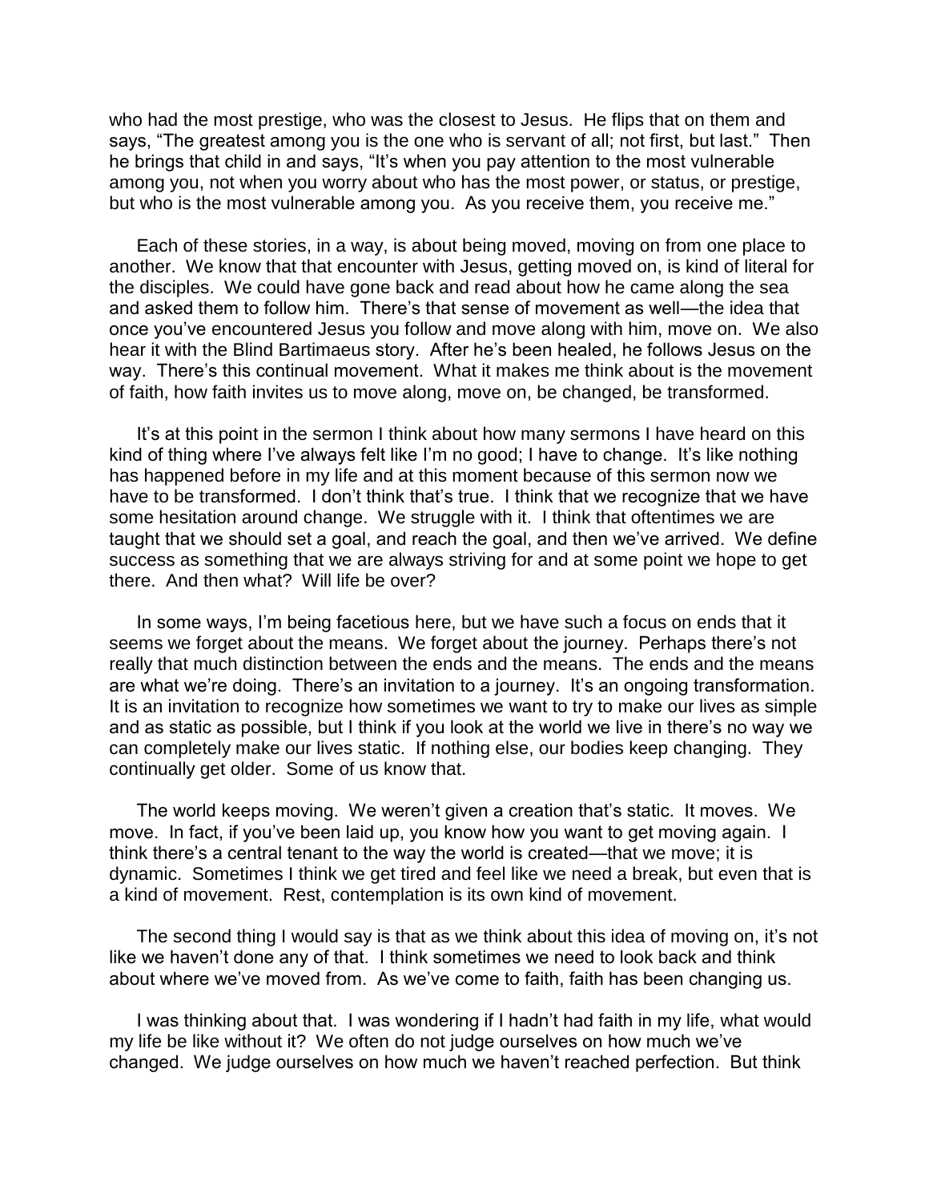who had the most prestige, who was the closest to Jesus. He flips that on them and says, "The greatest among you is the one who is servant of all; not first, but last." Then he brings that child in and says, "It's when you pay attention to the most vulnerable among you, not when you worry about who has the most power, or status, or prestige, but who is the most vulnerable among you. As you receive them, you receive me."

Each of these stories, in a way, is about being moved, moving on from one place to another. We know that that encounter with Jesus, getting moved on, is kind of literal for the disciples. We could have gone back and read about how he came along the sea and asked them to follow him. There's that sense of movement as well—the idea that once you've encountered Jesus you follow and move along with him, move on. We also hear it with the Blind Bartimaeus story. After he's been healed, he follows Jesus on the way. There's this continual movement. What it makes me think about is the movement of faith, how faith invites us to move along, move on, be changed, be transformed.

It's at this point in the sermon I think about how many sermons I have heard on this kind of thing where I've always felt like I'm no good; I have to change. It's like nothing has happened before in my life and at this moment because of this sermon now we have to be transformed. I don't think that's true. I think that we recognize that we have some hesitation around change. We struggle with it. I think that oftentimes we are taught that we should set a goal, and reach the goal, and then we've arrived. We define success as something that we are always striving for and at some point we hope to get there. And then what? Will life be over?

In some ways, I'm being facetious here, but we have such a focus on ends that it seems we forget about the means. We forget about the journey. Perhaps there's not really that much distinction between the ends and the means. The ends and the means are what we're doing. There's an invitation to a journey. It's an ongoing transformation. It is an invitation to recognize how sometimes we want to try to make our lives as simple and as static as possible, but I think if you look at the world we live in there's no way we can completely make our lives static. If nothing else, our bodies keep changing. They continually get older. Some of us know that.

The world keeps moving. We weren't given a creation that's static. It moves. We move. In fact, if you've been laid up, you know how you want to get moving again. I think there's a central tenant to the way the world is created—that we move; it is dynamic. Sometimes I think we get tired and feel like we need a break, but even that is a kind of movement. Rest, contemplation is its own kind of movement.

The second thing I would say is that as we think about this idea of moving on, it's not like we haven't done any of that. I think sometimes we need to look back and think about where we've moved from. As we've come to faith, faith has been changing us.

I was thinking about that. I was wondering if I hadn't had faith in my life, what would my life be like without it? We often do not judge ourselves on how much we've changed. We judge ourselves on how much we haven't reached perfection. But think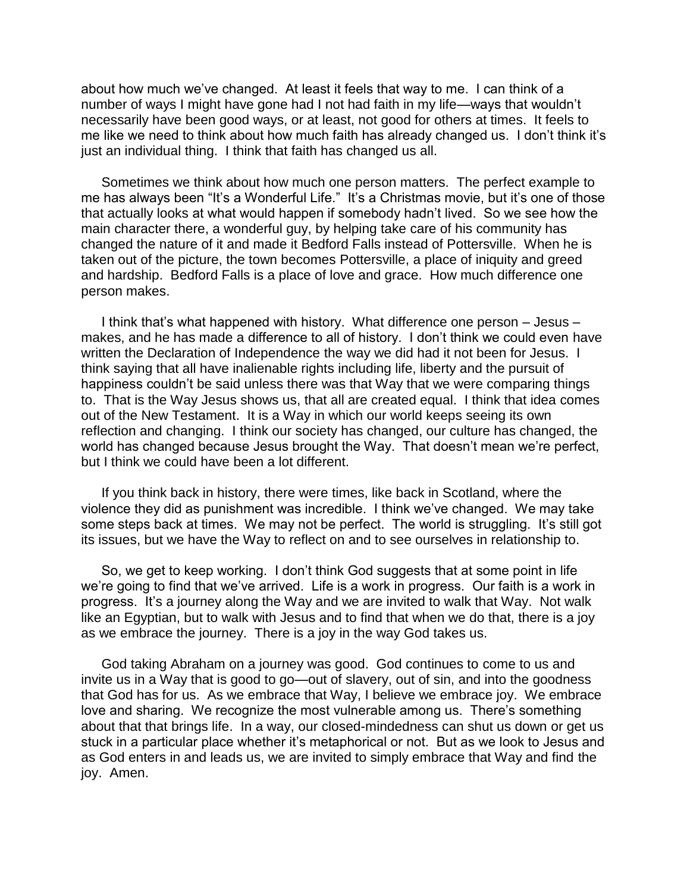about how much we've changed. At least it feels that way to me. I can think of a number of ways I might have gone had I not had faith in my life—ways that wouldn't necessarily have been good ways, or at least, not good for others at times. It feels to me like we need to think about how much faith has already changed us. I don't think it's just an individual thing. I think that faith has changed us all.

Sometimes we think about how much one person matters. The perfect example to me has always been "It's a Wonderful Life." It's a Christmas movie, but it's one of those that actually looks at what would happen if somebody hadn't lived. So we see how the main character there, a wonderful guy, by helping take care of his community has changed the nature of it and made it Bedford Falls instead of Pottersville. When he is taken out of the picture, the town becomes Pottersville, a place of iniquity and greed and hardship. Bedford Falls is a place of love and grace. How much difference one person makes.

I think that's what happened with history. What difference one person – Jesus – makes, and he has made a difference to all of history. I don't think we could even have written the Declaration of Independence the way we did had it not been for Jesus. I think saying that all have inalienable rights including life, liberty and the pursuit of happiness couldn't be said unless there was that Way that we were comparing things to. That is the Way Jesus shows us, that all are created equal. I think that idea comes out of the New Testament. It is a Way in which our world keeps seeing its own reflection and changing. I think our society has changed, our culture has changed, the world has changed because Jesus brought the Way. That doesn't mean we're perfect, but I think we could have been a lot different.

If you think back in history, there were times, like back in Scotland, where the violence they did as punishment was incredible. I think we've changed. We may take some steps back at times. We may not be perfect. The world is struggling. It's still got its issues, but we have the Way to reflect on and to see ourselves in relationship to.

So, we get to keep working. I don't think God suggests that at some point in life we're going to find that we've arrived. Life is a work in progress. Our faith is a work in progress. It's a journey along the Way and we are invited to walk that Way. Not walk like an Egyptian, but to walk with Jesus and to find that when we do that, there is a joy as we embrace the journey. There is a joy in the way God takes us.

God taking Abraham on a journey was good. God continues to come to us and invite us in a Way that is good to go—out of slavery, out of sin, and into the goodness that God has for us. As we embrace that Way, I believe we embrace joy. We embrace love and sharing. We recognize the most vulnerable among us. There's something about that that brings life. In a way, our closed-mindedness can shut us down or get us stuck in a particular place whether it's metaphorical or not. But as we look to Jesus and as God enters in and leads us, we are invited to simply embrace that Way and find the joy. Amen.